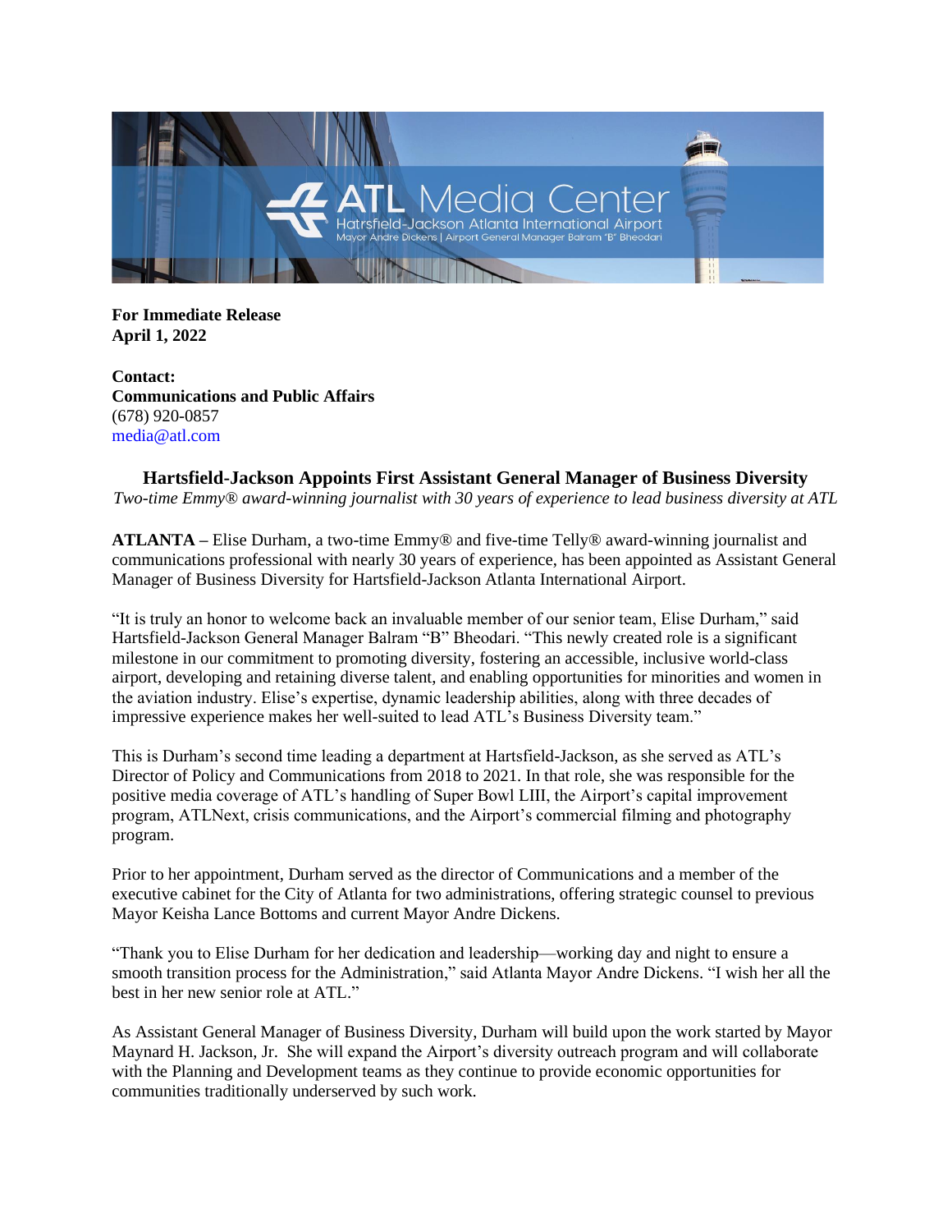**For Immediate Release**
**April 1, 2022**

**Contact:**
**Communications and Public Affairs**
(678) 920-0857
media@atl.com

# Hartsfield-Jackson Appoints First Assistant General Manager of Business Diversity

*Two-time Emmy® award-winning journalist with 30 years of experience to lead business diversity at ATL*

**ATLANTA** – Elise Durham, a two-time Emmy® and five-time Telly® award-winning journalist and communications professional with nearly 30 years of experience, has been appointed as Assistant General Manager of Business Diversity for Hartsfield-Jackson Atlanta International Airport.

"It is truly an honor to welcome back an invaluable member of our senior team, Elise Durham," said Hartsfield-Jackson General Manager Balram "B" Bheodari. "This newly created role is a significant milestone in our commitment to promoting diversity, fostering an accessible, inclusive world-class airport, developing and retaining diverse talent, and enabling opportunities for minorities and women in the aviation industry. Elise's expertise, dynamic leadership abilities, along with three decades of impressive experience makes her well-suited to lead ATL's Business Diversity team."

This is Durham's second time leading a department at Hartsfield-Jackson, as she served as ATL's Director of Policy and Communications from 2018 to 2021. In that role, she was responsible for the positive media coverage of ATL's handling of Super Bowl LIII, the Airport's capital improvement program, ATLNext, crisis communications, and the Airport's commercial filming and photography program.

Prior to her appointment, Durham served as the director of Communications and a member of the executive cabinet for the City of Atlanta for two administrations, offering strategic counsel to previous Mayor Keisha Lance Bottoms and current Mayor Andre Dickens.

"Thank you to Elise Durham for her dedication and leadership—working day and night to ensure a smooth transition process for the Administration," said Atlanta Mayor Andre Dickens. "I wish her all the best in her new senior role at ATL."

As Assistant General Manager of Business Diversity, Durham will build upon the work started by Mayor Maynard H. Jackson, Jr. She will expand the Airport's diversity outreach program and will collaborate with the Planning and Development teams as they continue to provide economic opportunities for communities traditionally underserved by such work.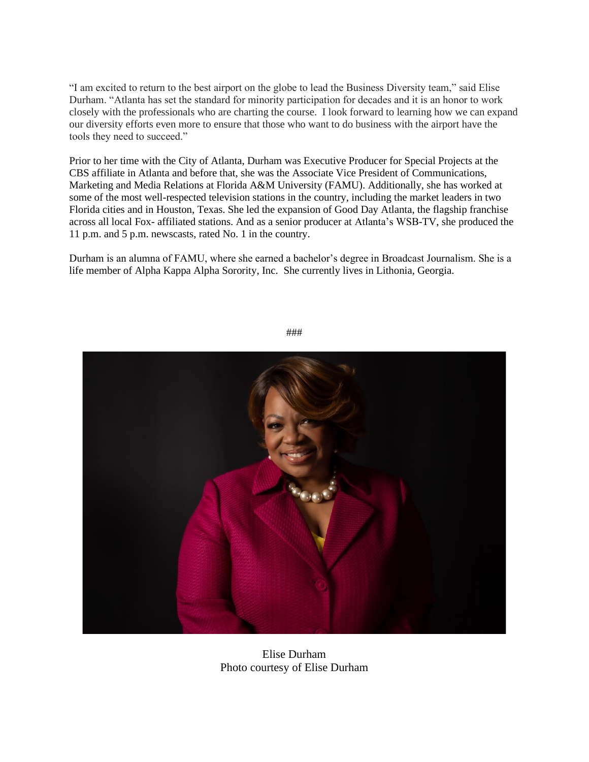"I am excited to return to the best airport on the globe to lead the Business Diversity team," said Elise Durham. "Atlanta has set the standard for minority participation for decades and it is an honor to work closely with the professionals who are charting the course. I look forward to learning how we can expand our diversity efforts even more to ensure that those who want to do business with the airport have the tools they need to succeed."

Prior to her time with the City of Atlanta, Durham was Executive Producer for Special Projects at the CBS affiliate in Atlanta and before that, she was the Associate Vice President of Communications, Marketing and Media Relations at Florida A&M University (FAMU). Additionally, she has worked at some of the most well-respected television stations in the country, including the market leaders in two Florida cities and in Houston, Texas. She led the expansion of Good Day Atlanta, the flagship franchise across all local Fox- affiliated stations. And as a senior producer at Atlanta's WSB-TV, she produced the 11 p.m. and 5 p.m. newscasts, rated No. 1 in the country.

Durham is an alumna of FAMU, where she earned a bachelor's degree in Broadcast Journalism. She is a life member of Alpha Kappa Alpha Sorority, Inc. She currently lives in Lithonia, Georgia.

###

Elise Durham
Photo courtesy of Elise Durham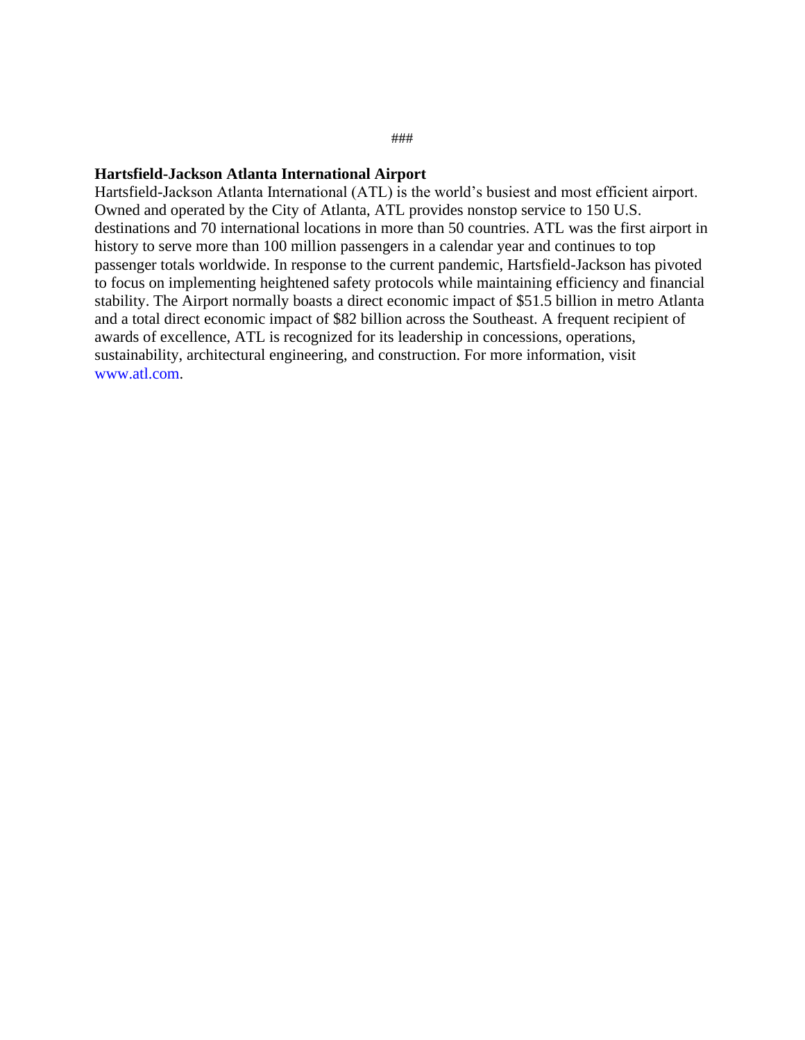###

**Hartsfield-Jackson Atlanta International Airport**

Hartsfield-Jackson Atlanta International (ATL) is the world's busiest and most efficient airport. Owned and operated by the City of Atlanta, ATL provides nonstop service to 150 U.S. destinations and 70 international locations in more than 50 countries. ATL was the first airport in history to serve more than 100 million passengers in a calendar year and continues to top passenger totals worldwide. In response to the current pandemic, Hartsfield-Jackson has pivoted to focus on implementing heightened safety protocols while maintaining efficiency and financial stability. The Airport normally boasts a direct economic impact of $51.5 billion in metro Atlanta and a total direct economic impact of $82 billion across the Southeast. A frequent recipient of awards of excellence, ATL is recognized for its leadership in concessions, operations, sustainability, architectural engineering, and construction. For more information, visit www.atl.com.